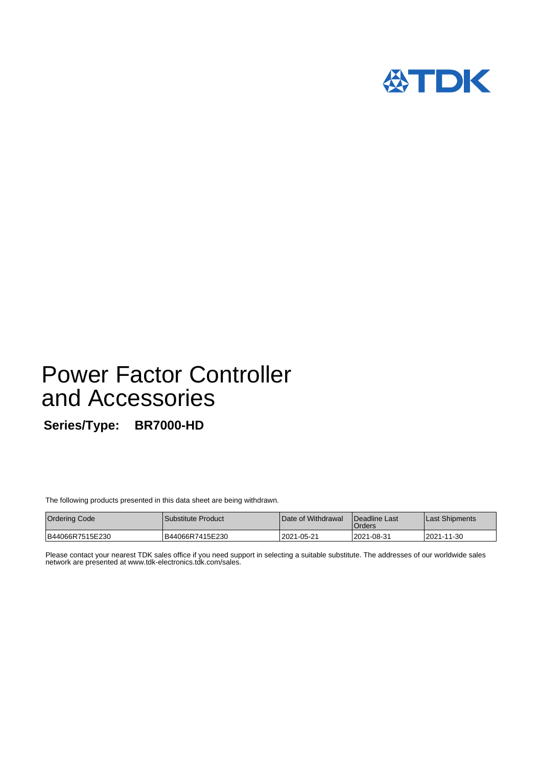# Power Factor Controller and Accessories

**Series/Type: BR7000-HD**

The following products presented in this data sheet are being withdrawn.

| Ordering Code | Substitute Product | Date of Withdrawal | Deadline Last Orders | Last Shipments |
|---|---|---|---|---|
| B44066R7515E230 | B44066R7415E230 | 2021-05-21 | 2021-08-31 | 2021-11-30 |

Please contact your nearest TDK sales office if you need support in selecting a suitable substitute. The addresses of our worldwide sales network are presented at www.tdk-electronics.tdk.com/sales.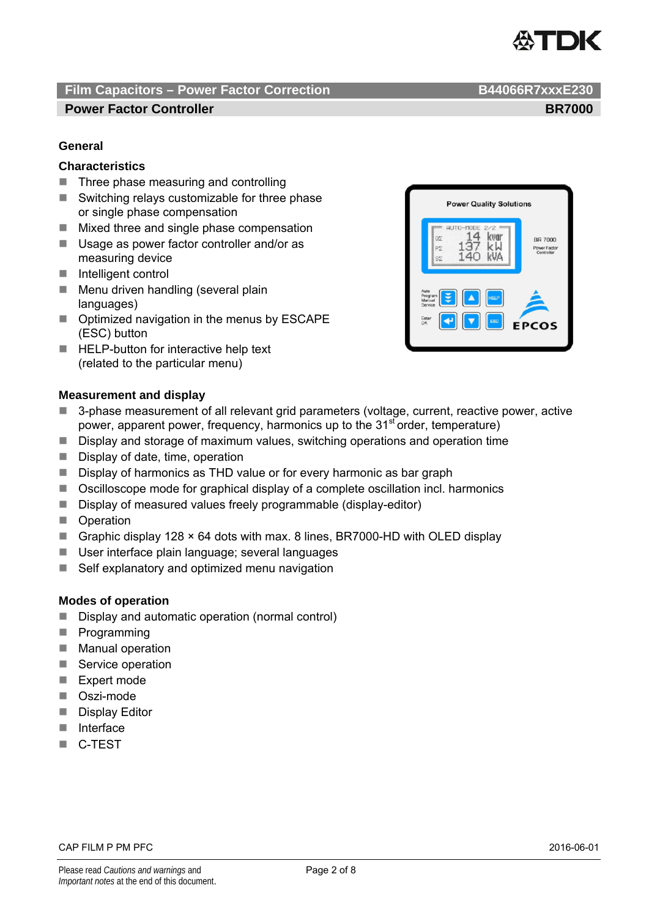## Film Capacitors – Power Factor Correction — B44066R7xxxE230

### Power Factor Controller — BR7000

## General

### Characteristics

- Three phase measuring and controlling
- Switching relays customizable for three phase or single phase compensation
- Mixed three and single phase compensation
- Usage as power factor controller and/or as measuring device
- Intelligent control
- Menu driven handling (several plain languages)
- Optimized navigation in the menus by ESCAPE (ESC) button
- HELP-button for interactive help text (related to the particular menu)

### Measurement and display

- 3-phase measurement of all relevant grid parameters (voltage, current, reactive power, active power, apparent power, frequency, harmonics up to the 31st order, temperature)
- Display and storage of maximum values, switching operations and operation time
- Display of date, time, operation
- Display of harmonics as THD value or for every harmonic as bar graph
- Oscilloscope mode for graphical display of a complete oscillation incl. harmonics
- Display of measured values freely programmable (display-editor)
- Operation
- Graphic display 128 × 64 dots with max. 8 lines, BR7000-HD with OLED display
- User interface plain language; several languages
- Self explanatory and optimized menu navigation

### Modes of operation

- Display and automatic operation (normal control)
- Programming
- Manual operation
- Service operation
- Expert mode
- Oszi-mode
- Display Editor
- Interface
- C-TEST

CAP FILM P PM PFC — 2016-06-01

Please read *Cautions and warnings* and *Important notes* at the end of this document.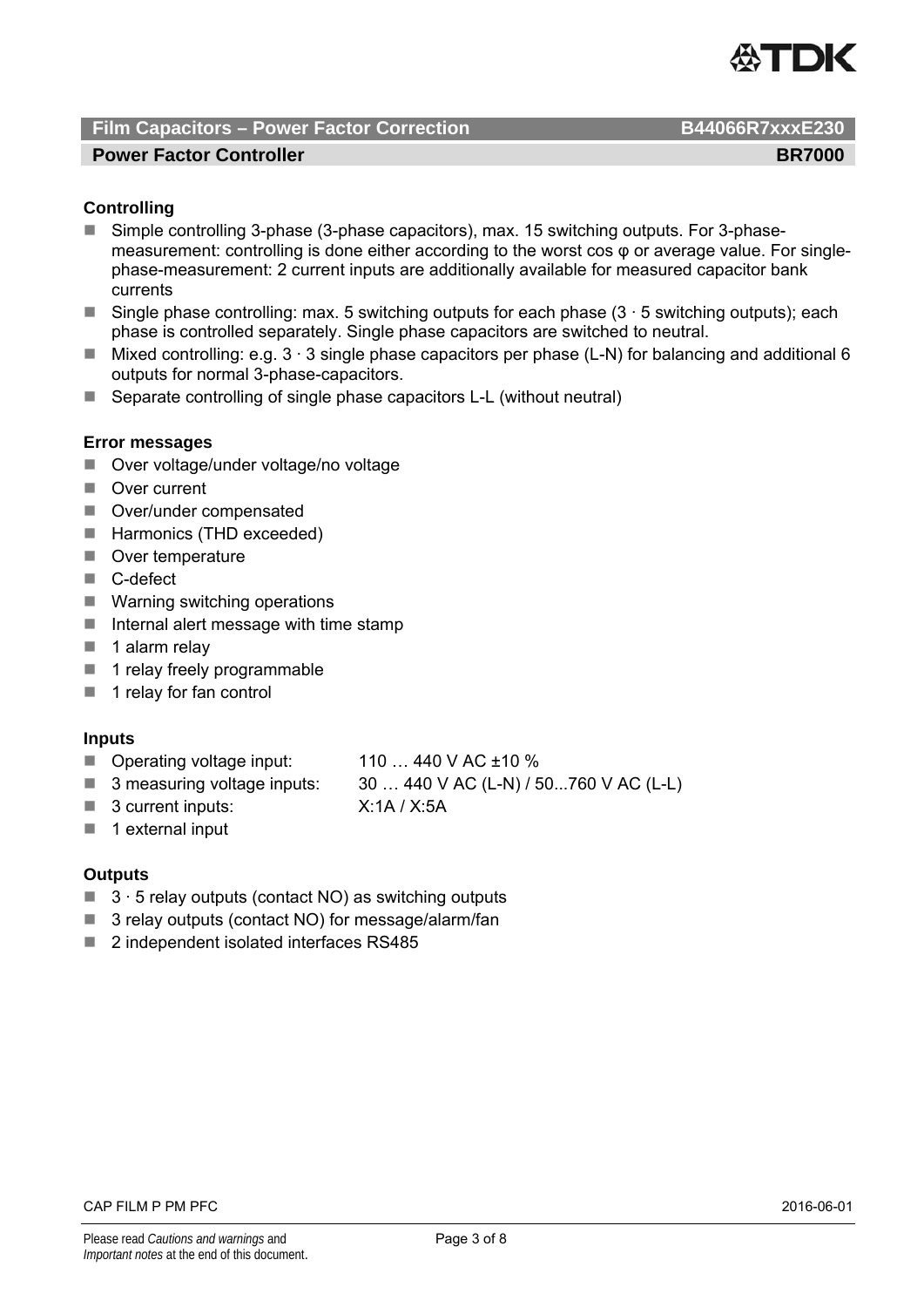## Controlling

- Simple controlling 3-phase (3-phase capacitors), max. 15 switching outputs. For 3-phase-measurement: controlling is done either according to the worst cos φ or average value. For single-phase-measurement: 2 current inputs are additionally available for measured capacitor bank currents
- Single phase controlling: max. 5 switching outputs for each phase (3 · 5 switching outputs); each phase is controlled separately. Single phase capacitors are switched to neutral.
- Mixed controlling: e.g. 3 · 3 single phase capacitors per phase (L-N) for balancing and additional 6 outputs for normal 3-phase-capacitors.
- Separate controlling of single phase capacitors L-L (without neutral)

## Error messages

- Over voltage/under voltage/no voltage
- Over current
- Over/under compensated
- Harmonics (THD exceeded)
- Over temperature
- C-defect
- Warning switching operations
- Internal alert message with time stamp
- 1 alarm relay
- 1 relay freely programmable
- 1 relay for fan control

## Inputs

- Operating voltage input: 110 … 440 V AC ±10 %
- 3 measuring voltage inputs: 30 … 440 V AC (L-N) / 50...760 V AC (L-L)
- 3 current inputs: X:1A / X:5A
- 1 external input

## Outputs

- 3 · 5 relay outputs (contact NO) as switching outputs
- 3 relay outputs (contact NO) for message/alarm/fan
- 2 independent isolated interfaces RS485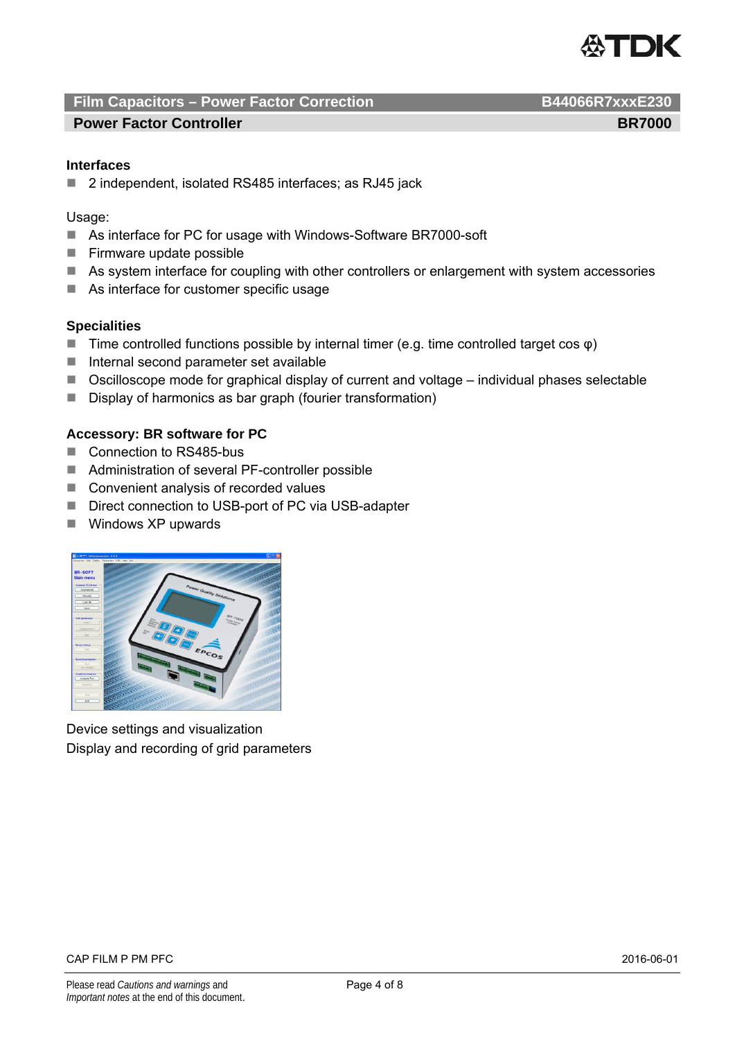**Film Capacitors – Power Factor Correction** **B44066R7xxxE230**

**Power Factor Controller** **BR7000**

### Interfaces

- 2 independent, isolated RS485 interfaces; as RJ45 jack

Usage:

- As interface for PC for usage with Windows-Software BR7000-soft
- Firmware update possible
- As system interface for coupling with other controllers or enlargement with system accessories
- As interface for customer specific usage

### Specialities

- Time controlled functions possible by internal timer (e.g. time controlled target cos φ)
- Internal second parameter set available
- Oscilloscope mode for graphical display of current and voltage – individual phases selectable
- Display of harmonics as bar graph (fourier transformation)

### Accessory: BR software for PC

- Connection to RS485-bus
- Administration of several PF-controller possible
- Convenient analysis of recorded values
- Direct connection to USB-port of PC via USB-adapter
- Windows XP upwards

Device settings and visualization
Display and recording of grid parameters

CAP FILM P PM PFC 2016-06-01

Please read *Cautions and warnings* and *Important notes* at the end of this document.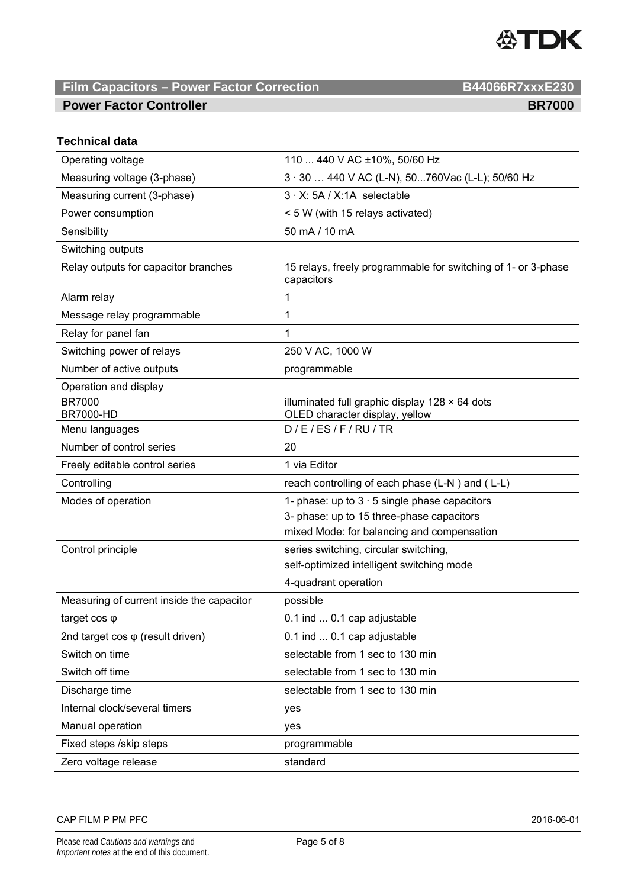## Film Capacitors – Power Factor Correction B44066R7xxxE230

## Power Factor Controller BR7000

### Technical data

| | |
|---|---|
| Operating voltage | 110 ... 440 V AC ±10%, 50/60 Hz |
| Measuring voltage (3-phase) | 3 · 30 … 440 V AC (L-N), 50...760Vac (L-L); 50/60 Hz |
| Measuring current (3-phase) | 3 · X: 5A / X:1A selectable |
| Power consumption | < 5 W (with 15 relays activated) |
| Sensibility | 50 mA / 10 mA |
| Switching outputs | |
| Relay outputs for capacitor branches | 15 relays, freely programmable for switching of 1- or 3-phase capacitors |
| Alarm relay | 1 |
| Message relay programmable | 1 |
| Relay for panel fan | 1 |
| Switching power of relays | 250 V AC, 1000 W |
| Number of active outputs | programmable |
| Operation and display<br>BR7000<br>BR7000-HD | <br>illuminated full graphic display 128 × 64 dots<br>OLED character display, yellow |
| Menu languages | D / E / ES / F / RU / TR |
| Number of control series | 20 |
| Freely editable control series | 1 via Editor |
| Controlling | reach controlling of each phase (L-N ) and ( L-L) |
| Modes of operation | 1- phase: up to 3 · 5 single phase capacitors<br>3- phase: up to 15 three-phase capacitors<br>mixed Mode: for balancing and compensation |
| Control principle | series switching, circular switching,<br>self-optimized intelligent switching mode |
| | 4-quadrant operation |
| Measuring of current inside the capacitor | possible |
| target cos φ | 0.1 ind ... 0.1 cap adjustable |
| 2nd target cos φ (result driven) | 0.1 ind ... 0.1 cap adjustable |
| Switch on time | selectable from 1 sec to 130 min |
| Switch off time | selectable from 1 sec to 130 min |
| Discharge time | selectable from 1 sec to 130 min |
| Internal clock/several timers | yes |
| Manual operation | yes |
| Fixed steps /skip steps | programmable |
| Zero voltage release | standard |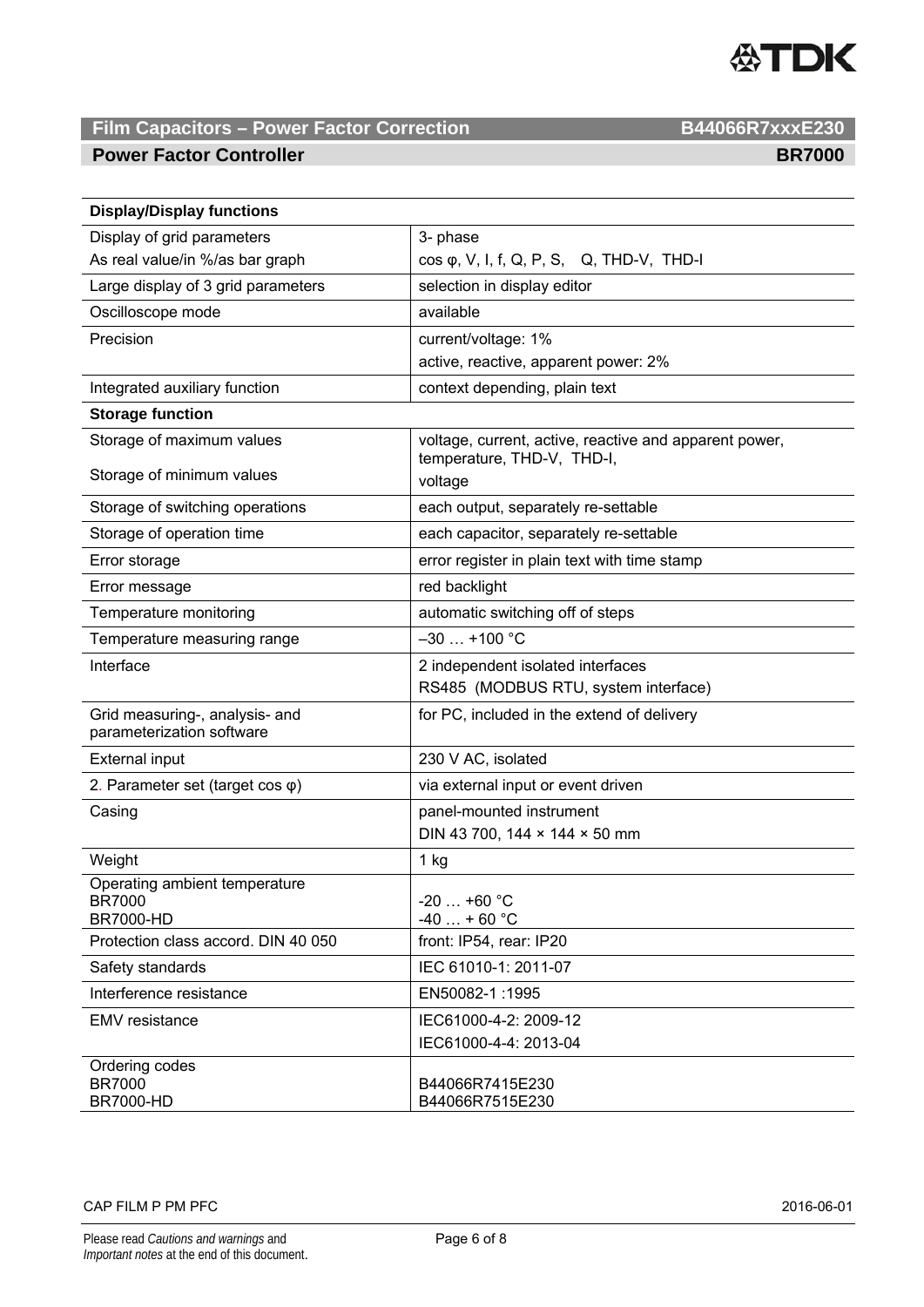# Film Capacitors – Power Factor Correction — B44066R7xxxE230

## Power Factor Controller — BR7000

| Display/Display functions | |
|---|---|
| Display of grid parameters<br>As real value/in %/as bar graph | 3- phase<br>cos φ, V, I, f, Q, P, S, Q, THD-V, THD-I |
| Large display of 3 grid parameters | selection in display editor |
| Oscilloscope mode | available |
| Precision | current/voltage: 1%<br>active, reactive, apparent power: 2% |
| Integrated auxiliary function | context depending, plain text |
| **Storage function** | |
| Storage of maximum values<br>Storage of minimum values | voltage, current, active, reactive and apparent power, temperature, THD-V, THD-I,<br>voltage |
| Storage of switching operations | each output, separately re-settable |
| Storage of operation time | each capacitor, separately re-settable |
| Error storage | error register in plain text with time stamp |
| Error message | red backlight |
| Temperature monitoring | automatic switching off of steps |
| Temperature measuring range | –30 … +100 °C |
| Interface | 2 independent isolated interfaces<br>RS485 (MODBUS RTU, system interface) |
| Grid measuring-, analysis- and parameterization software | for PC, included in the extend of delivery |
| External input | 230 V AC, isolated |
| 2. Parameter set (target cos φ) | via external input or event driven |
| Casing | panel-mounted instrument<br>DIN 43 700, 144 × 144 × 50 mm |
| Weight | 1 kg |
| Operating ambient temperature<br>BR7000<br>BR7000-HD | <br>-20 … +60 °C<br>-40 … + 60 °C |
| Protection class accord. DIN 40 050 | front: IP54, rear: IP20 |
| Safety standards | IEC 61010-1: 2011-07 |
| Interference resistance | EN50082-1 :1995 |
| EMV resistance | IEC61000-4-2: 2009-12<br>IEC61000-4-4: 2013-04 |
| Ordering codes<br>BR7000<br>BR7000-HD | <br>B44066R7415E230<br>B44066R7515E230 |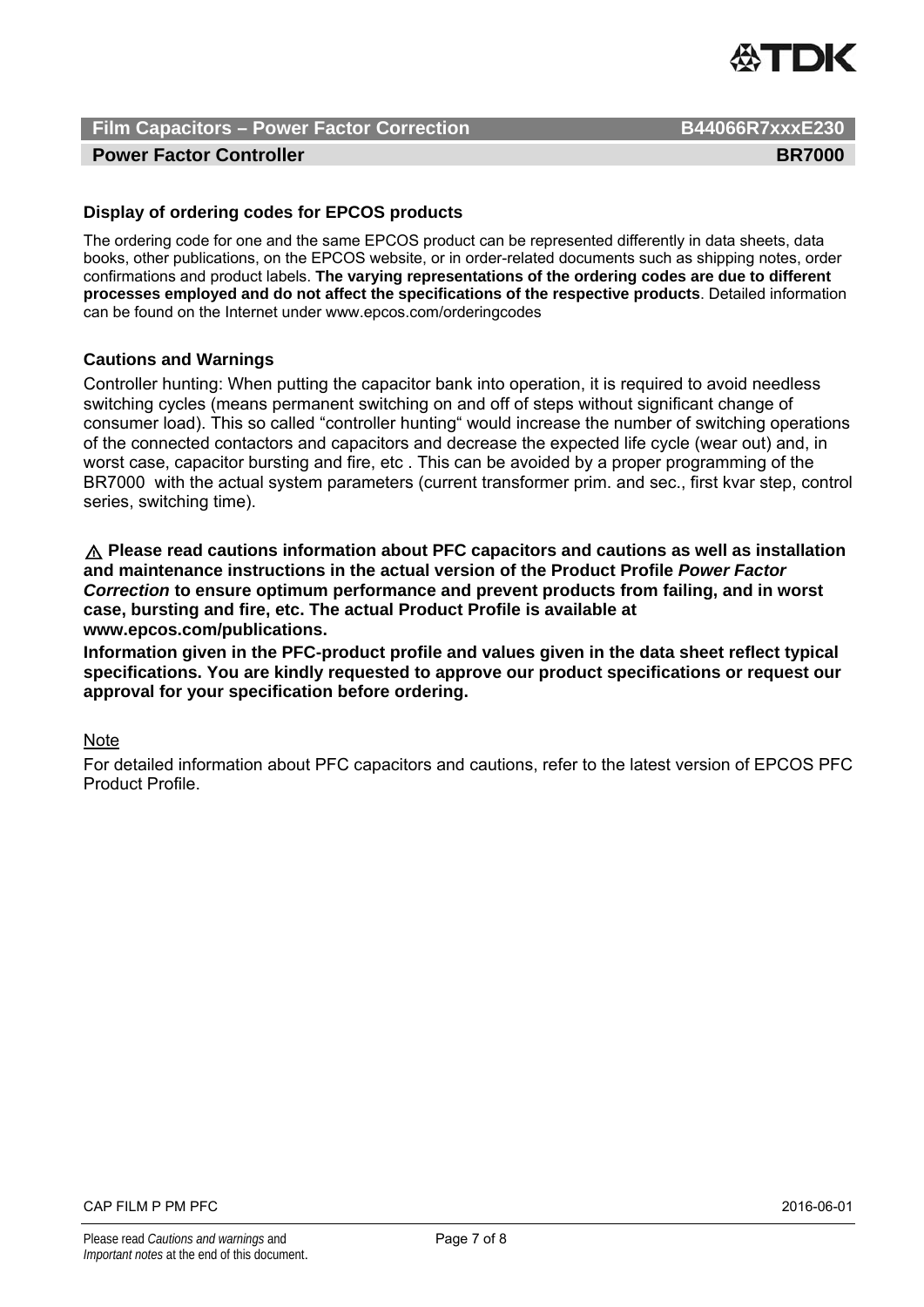## Display of ordering codes for EPCOS products

The ordering code for one and the same EPCOS product can be represented differently in data sheets, data books, other publications, on the EPCOS website, or in order-related documents such as shipping notes, order confirmations and product labels. **The varying representations of the ordering codes are due to different processes employed and do not affect the specifications of the respective products**. Detailed information can be found on the Internet under www.epcos.com/orderingcodes

## Cautions and Warnings

Controller hunting: When putting the capacitor bank into operation, it is required to avoid needless switching cycles (means permanent switching on and off of steps without significant change of consumer load). This so called "controller hunting" would increase the number of switching operations of the connected contactors and capacitors and decrease the expected life cycle (wear out) and, in worst case, capacitor bursting and fire, etc . This can be avoided by a proper programming of the BR7000 with the actual system parameters (current transformer prim. and sec., first kvar step, control series, switching time).

⚠ **Please read cautions information about PFC capacitors and cautions as well as installation and maintenance instructions in the actual version of the Product Profile *Power Factor Correction* to ensure optimum performance and prevent products from failing, and in worst case, bursting and fire, etc. The actual Product Profile is available at www.epcos.com/publications.**

**Information given in the PFC-product profile and values given in the data sheet reflect typical specifications. You are kindly requested to approve our product specifications or request our approval for your specification before ordering.**

Note

For detailed information about PFC capacitors and cautions, refer to the latest version of EPCOS PFC Product Profile.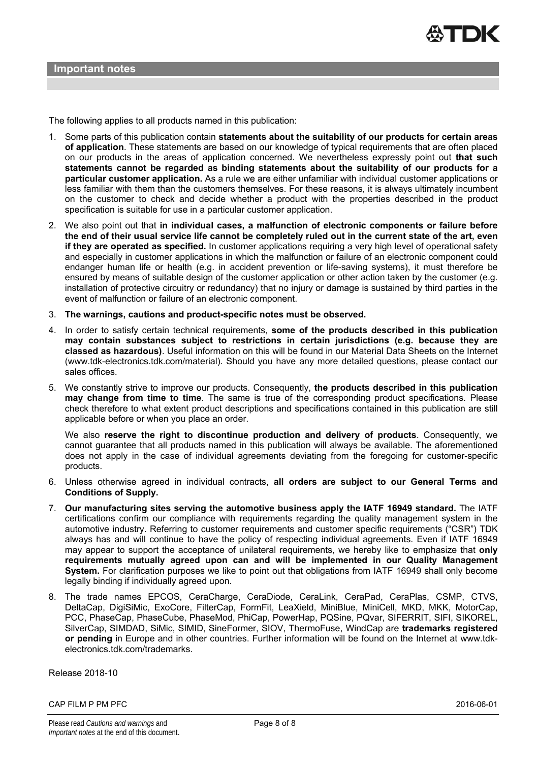## Important notes

The following applies to all products named in this publication:

1. Some parts of this publication contain **statements about the suitability of our products for certain areas of application**. These statements are based on our knowledge of typical requirements that are often placed on our products in the areas of application concerned. We nevertheless expressly point out **that such statements cannot be regarded as binding statements about the suitability of our products for a particular customer application.** As a rule we are either unfamiliar with individual customer applications or less familiar with them than the customers themselves. For these reasons, it is always ultimately incumbent on the customer to check and decide whether a product with the properties described in the product specification is suitable for use in a particular customer application.
2. We also point out that **in individual cases, a malfunction of electronic components or failure before the end of their usual service life cannot be completely ruled out in the current state of the art, even if they are operated as specified.** In customer applications requiring a very high level of operational safety and especially in customer applications in which the malfunction or failure of an electronic component could endanger human life or health (e.g. in accident prevention or life-saving systems), it must therefore be ensured by means of suitable design of the customer application or other action taken by the customer (e.g. installation of protective circuitry or redundancy) that no injury or damage is sustained by third parties in the event of malfunction or failure of an electronic component.
3. **The warnings, cautions and product-specific notes must be observed.**
4. In order to satisfy certain technical requirements, **some of the products described in this publication may contain substances subject to restrictions in certain jurisdictions (e.g. because they are classed as hazardous)**. Useful information on this will be found in our Material Data Sheets on the Internet (www.tdk-electronics.tdk.com/material). Should you have any more detailed questions, please contact our sales offices.
5. We constantly strive to improve our products. Consequently, **the products described in this publication may change from time to time**. The same is true of the corresponding product specifications. Please check therefore to what extent product descriptions and specifications contained in this publication are still applicable before or when you place an order.

   We also **reserve the right to discontinue production and delivery of products**. Consequently, we cannot guarantee that all products named in this publication will always be available. The aforementioned does not apply in the case of individual agreements deviating from the foregoing for customer-specific products.
6. Unless otherwise agreed in individual contracts, **all orders are subject to our General Terms and Conditions of Supply.**
7. **Our manufacturing sites serving the automotive business apply the IATF 16949 standard.** The IATF certifications confirm our compliance with requirements regarding the quality management system in the automotive industry. Referring to customer requirements and customer specific requirements ("CSR") TDK always has and will continue to have the policy of respecting individual agreements. Even if IATF 16949 may appear to support the acceptance of unilateral requirements, we hereby like to emphasize that **only requirements mutually agreed upon can and will be implemented in our Quality Management System.** For clarification purposes we like to point out that obligations from IATF 16949 shall only become legally binding if individually agreed upon.
8. The trade names EPCOS, CeraCharge, CeraDiode, CeraLink, CeraPad, CeraPlas, CSMP, CTVS, DeltaCap, DigiSiMic, ExoCore, FilterCap, FormFit, LeaXield, MiniBlue, MiniCell, MKD, MKK, MotorCap, PCC, PhaseCap, PhaseCube, PhaseMod, PhiCap, PowerHap, PQSine, PQvar, SIFERRIT, SIFI, SIKOREL, SilverCap, SIMDAD, SiMic, SIMID, SineFormer, SIOV, ThermoFuse, WindCap are **trademarks registered or pending** in Europe and in other countries. Further information will be found on the Internet at www.tdk-electronics.tdk.com/trademarks.

Release 2018-10